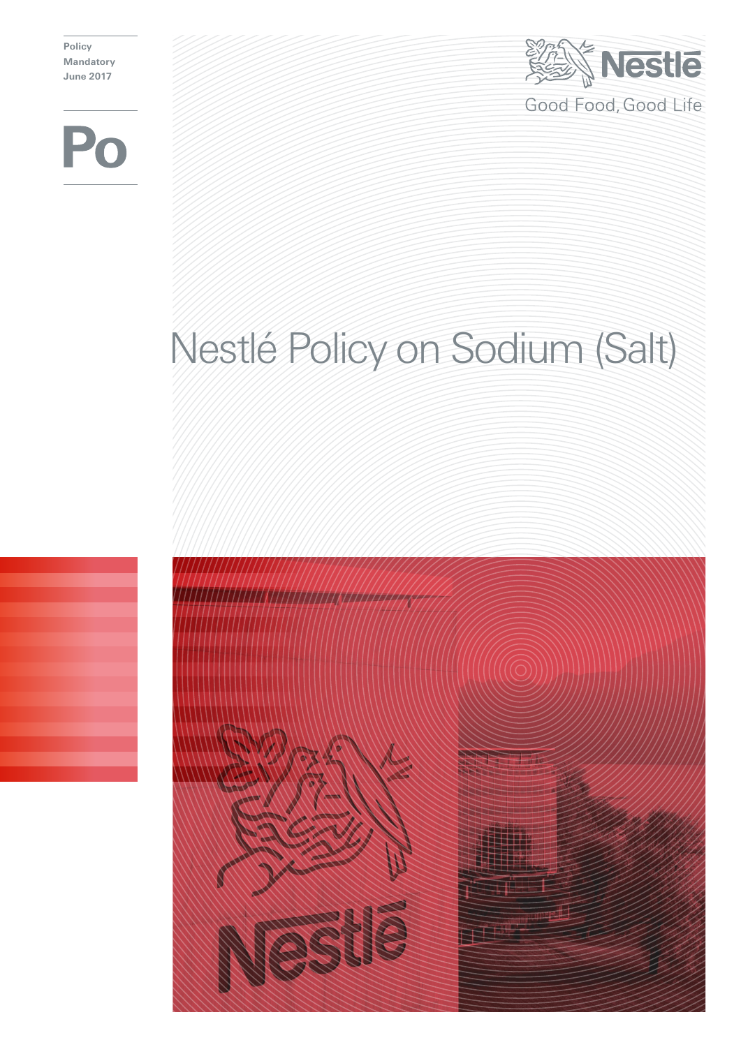Policy
Mandatory
June 2017

Po

Nestlé

Good Food, Good Life

# Nestlé Policy on Sodium (Salt)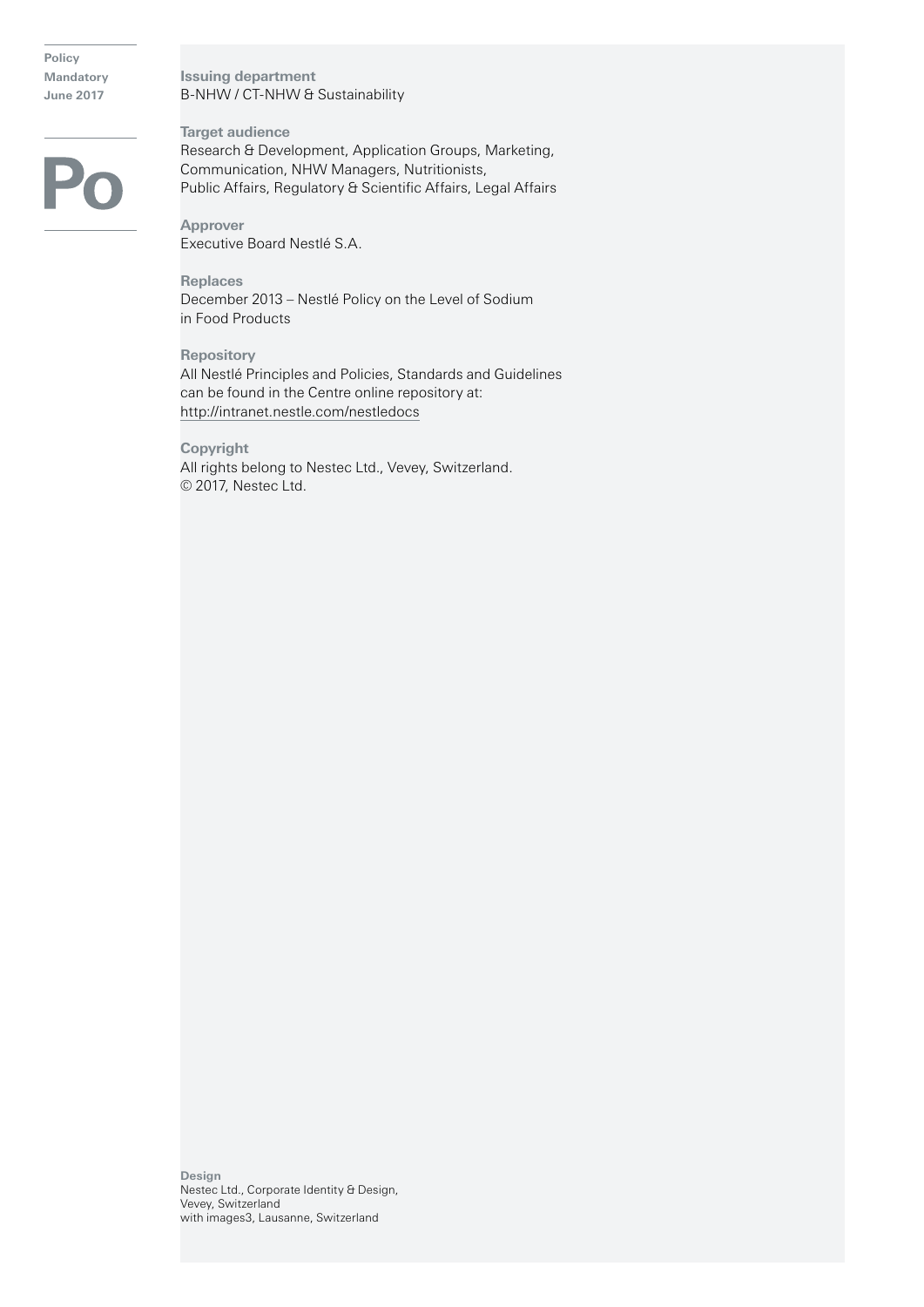Policy
Mandatory
June 2017

**Po**

**Issuing department**
B-NHW / CT-NHW & Sustainability

**Target audience**
Research & Development, Application Groups, Marketing, Communication, NHW Managers, Nutritionists, Public Affairs, Regulatory & Scientific Affairs, Legal Affairs

**Approver**
Executive Board Nestlé S.A.

**Replaces**
December 2013 – Nestlé Policy on the Level of Sodium in Food Products

**Repository**
All Nestlé Principles and Policies, Standards and Guidelines can be found in the Centre online repository at:
http://intranet.nestle.com/nestledocs

**Copyright**
All rights belong to Nestec Ltd., Vevey, Switzerland.
© 2017, Nestec Ltd.

**Design**
Nestec Ltd., Corporate Identity & Design,
Vevey, Switzerland
with images3, Lausanne, Switzerland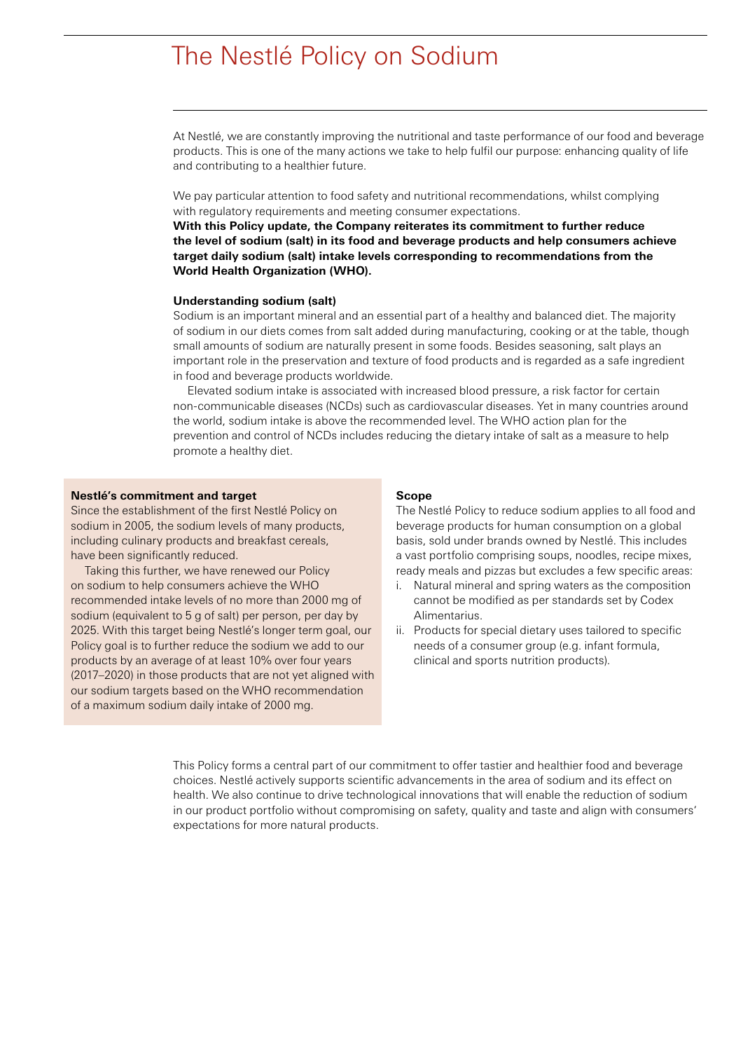# The Nestlé Policy on Sodium

At Nestlé, we are constantly improving the nutritional and taste performance of our food and beverage products. This is one of the many actions we take to help fulfil our purpose: enhancing quality of life and contributing to a healthier future.

We pay particular attention to food safety and nutritional recommendations, whilst complying with regulatory requirements and meeting consumer expectations.
**With this Policy update, the Company reiterates its commitment to further reduce the level of sodium (salt) in its food and beverage products and help consumers achieve target daily sodium (salt) intake levels corresponding to recommendations from the World Health Organization (WHO).**

### Understanding sodium (salt)

Sodium is an important mineral and an essential part of a healthy and balanced diet. The majority of sodium in our diets comes from salt added during manufacturing, cooking or at the table, though small amounts of sodium are naturally present in some foods. Besides seasoning, salt plays an important role in the preservation and texture of food products and is regarded as a safe ingredient in food and beverage products worldwide.

Elevated sodium intake is associated with increased blood pressure, a risk factor for certain non-communicable diseases (NCDs) such as cardiovascular diseases. Yet in many countries around the world, sodium intake is above the recommended level. The WHO action plan for the prevention and control of NCDs includes reducing the dietary intake of salt as a measure to help promote a healthy diet.

### Nestlé's commitment and target

Since the establishment of the first Nestlé Policy on sodium in 2005, the sodium levels of many products, including culinary products and breakfast cereals, have been significantly reduced.

Taking this further, we have renewed our Policy on sodium to help consumers achieve the WHO recommended intake levels of no more than 2000 mg of sodium (equivalent to 5 g of salt) per person, per day by 2025. With this target being Nestlé's longer term goal, our Policy goal is to further reduce the sodium we add to our products by an average of at least 10% over four years (2017–2020) in those products that are not yet aligned with our sodium targets based on the WHO recommendation of a maximum sodium daily intake of 2000 mg.

### Scope

The Nestlé Policy to reduce sodium applies to all food and beverage products for human consumption on a global basis, sold under brands owned by Nestlé. This includes a vast portfolio comprising soups, noodles, recipe mixes, ready meals and pizzas but excludes a few specific areas:

i. Natural mineral and spring waters as the composition cannot be modified as per standards set by Codex Alimentarius.
ii. Products for special dietary uses tailored to specific needs of a consumer group (e.g. infant formula, clinical and sports nutrition products).

This Policy forms a central part of our commitment to offer tastier and healthier food and beverage choices. Nestlé actively supports scientific advancements in the area of sodium and its effect on health. We also continue to drive technological innovations that will enable the reduction of sodium in our product portfolio without compromising on safety, quality and taste and align with consumers' expectations for more natural products.